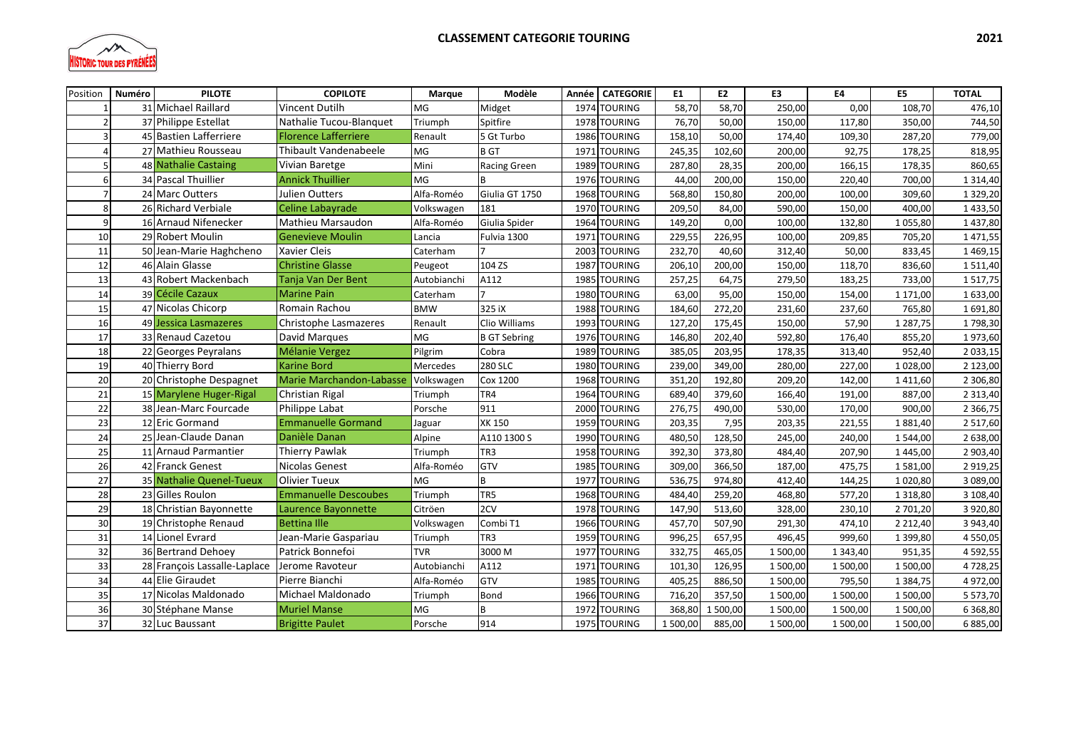# CLASSEMENT CATEGORIE TOURING

2021

| Position | Numéro | PILOTE | COPILOTE | Marque | Modèle | Année | CATEGORIE | E1 | E2 | E3 | E4 | E5 | TOTAL |
|---|---|---|---|---|---|---|---|---|---|---|---|---|---|
| 1 | 31 | Michael Raillard | Vincent Dutilh | MG | Midget | 1974 | TOURING | 58,70 | 58,70 | 250,00 | 0,00 | 108,70 | 476,10 |
| 2 | 37 | Philippe Estellat | Nathalie Tucou-Blanquet | Triumph | Spitfire | 1978 | TOURING | 76,70 | 50,00 | 150,00 | 117,80 | 350,00 | 744,50 |
| 3 | 45 | Bastien Lafferriere | Florence Lafferriere | Renault | 5 Gt Turbo | 1986 | TOURING | 158,10 | 50,00 | 174,40 | 109,30 | 287,20 | 779,00 |
| 4 | 27 | Mathieu Rousseau | Thibault Vandenabeele | MG | B GT | 1971 | TOURING | 245,35 | 102,60 | 200,00 | 92,75 | 178,25 | 818,95 |
| 5 | 48 | Nathalie Castaing | Vivian Baretge | Mini | Racing Green | 1989 | TOURING | 287,80 | 28,35 | 200,00 | 166,15 | 178,35 | 860,65 |
| 6 | 34 | Pascal Thuillier | Annick Thuillier | MG | B | 1976 | TOURING | 44,00 | 200,00 | 150,00 | 220,40 | 700,00 | 1 314,40 |
| 7 | 24 | Marc Outters | Julien Outters | Alfa-Roméo | Giulia GT 1750 | 1968 | TOURING | 568,80 | 150,80 | 200,00 | 100,00 | 309,60 | 1 329,20 |
| 8 | 26 | Richard Verbiale | Celine Labayrade | Volkswagen | 181 | 1970 | TOURING | 209,50 | 84,00 | 590,00 | 150,00 | 400,00 | 1 433,50 |
| 9 | 16 | Arnaud Nifenecker | Mathieu Marsaudon | Alfa-Roméo | Giulia Spider | 1964 | TOURING | 149,20 | 0,00 | 100,00 | 132,80 | 1 055,80 | 1 437,80 |
| 10 | 29 | Robert Moulin | Genevieve Moulin | Lancia | Fulvia 1300 | 1971 | TOURING | 229,55 | 226,95 | 100,00 | 209,85 | 705,20 | 1 471,55 |
| 11 | 50 | Jean-Marie Haghcheno | Xavier Cleis | Caterham | 7 | 2003 | TOURING | 232,70 | 40,60 | 312,40 | 50,00 | 833,45 | 1 469,15 |
| 12 | 46 | Alain Glasse | Christine Glasse | Peugeot | 104 ZS | 1987 | TOURING | 206,10 | 200,00 | 150,00 | 118,70 | 836,60 | 1 511,40 |
| 13 | 43 | Robert Mackenbach | Tanja Van Der Bent | Autobianchi | A112 | 1985 | TOURING | 257,25 | 64,75 | 279,50 | 183,25 | 733,00 | 1 517,75 |
| 14 | 39 | Cécile Cazaux | Marine Pain | Caterham | 7 | 1980 | TOURING | 63,00 | 95,00 | 150,00 | 154,00 | 1 171,00 | 1 633,00 |
| 15 | 47 | Nicolas Chicorp | Romain Rachou | BMW | 325 iX | 1988 | TOURING | 184,60 | 272,20 | 231,60 | 237,60 | 765,80 | 1 691,80 |
| 16 | 49 | Jessica Lasmazeres | Christophe Lasmazeres | Renault | Clio Williams | 1993 | TOURING | 127,20 | 175,45 | 150,00 | 57,90 | 1 287,75 | 1 798,30 |
| 17 | 33 | Renaud Cazetou | David Marques | MG | B GT Sebring | 1976 | TOURING | 146,80 | 202,40 | 592,80 | 176,40 | 855,20 | 1 973,60 |
| 18 | 22 | Georges Peyralans | Mélanie Vergez | Pilgrim | Cobra | 1989 | TOURING | 385,05 | 203,95 | 178,35 | 313,40 | 952,40 | 2 033,15 |
| 19 | 40 | Thierry Bord | Karine Bord | Mercedes | 280 SLC | 1980 | TOURING | 239,00 | 349,00 | 280,00 | 227,00 | 1 028,00 | 2 123,00 |
| 20 | 20 | Christophe Despagnet | Marie Marchandon-Labasse | Volkswagen | Cox 1200 | 1968 | TOURING | 351,20 | 192,80 | 209,20 | 142,00 | 1 411,60 | 2 306,80 |
| 21 | 15 | Marylene Huger-Rigal | Christian Rigal | Triumph | TR4 | 1964 | TOURING | 689,40 | 379,60 | 166,40 | 191,00 | 887,00 | 2 313,40 |
| 22 | 38 | Jean-Marc Fourcade | Philippe Labat | Porsche | 911 | 2000 | TOURING | 276,75 | 490,00 | 530,00 | 170,00 | 900,00 | 2 366,75 |
| 23 | 12 | Eric Gormand | Emmanuelle Gormand | Jaguar | XK 150 | 1959 | TOURING | 203,35 | 7,95 | 203,35 | 221,55 | 1 881,40 | 2 517,60 |
| 24 | 25 | Jean-Claude Danan | Danièle Danan | Alpine | A110 1300 S | 1990 | TOURING | 480,50 | 128,50 | 245,00 | 240,00 | 1 544,00 | 2 638,00 |
| 25 | 11 | Arnaud Parmantier | Thierry Pawlak | Triumph | TR3 | 1958 | TOURING | 392,30 | 373,80 | 484,40 | 207,90 | 1 445,00 | 2 903,40 |
| 26 | 42 | Franck Genest | Nicolas Genest | Alfa-Roméo | GTV | 1985 | TOURING | 309,00 | 366,50 | 187,00 | 475,75 | 1 581,00 | 2 919,25 |
| 27 | 35 | Nathalie Quenel-Tueux | Olivier Tueux | MG | B | 1977 | TOURING | 536,75 | 974,80 | 412,40 | 144,25 | 1 020,80 | 3 089,00 |
| 28 | 23 | Gilles Roulon | Emmanuelle Descoubes | Triumph | TR5 | 1968 | TOURING | 484,40 | 259,20 | 468,80 | 577,20 | 1 318,80 | 3 108,40 |
| 29 | 18 | Christian Bayonnette | Laurence Bayonnette | Citröen | 2CV | 1978 | TOURING | 147,90 | 513,60 | 328,00 | 230,10 | 2 701,20 | 3 920,80 |
| 30 | 19 | Christophe Renaud | Bettina Ille | Volkswagen | Combi T1 | 1966 | TOURING | 457,70 | 507,90 | 291,30 | 474,10 | 2 212,40 | 3 943,40 |
| 31 | 14 | Lionel Evrard | Jean-Marie Gaspariau | Triumph | TR3 | 1959 | TOURING | 996,25 | 657,95 | 496,45 | 999,60 | 1 399,80 | 4 550,05 |
| 32 | 36 | Bertrand Dehoey | Patrick Bonnefoi | TVR | 3000 M | 1977 | TOURING | 332,75 | 465,05 | 1 500,00 | 1 343,40 | 951,35 | 4 592,55 |
| 33 | 28 | François Lassalle-Laplace | Jerome Ravoteur | Autobianchi | A112 | 1971 | TOURING | 101,30 | 126,95 | 1 500,00 | 1 500,00 | 1 500,00 | 4 728,25 |
| 34 | 44 | Elie Giraudet | Pierre Bianchi | Alfa-Roméo | GTV | 1985 | TOURING | 405,25 | 886,50 | 1 500,00 | 795,50 | 1 384,75 | 4 972,00 |
| 35 | 17 | Nicolas Maldonado | Michael Maldonado | Triumph | Bond | 1966 | TOURING | 716,20 | 357,50 | 1 500,00 | 1 500,00 | 1 500,00 | 5 573,70 |
| 36 | 30 | Stéphane Manse | Muriel Manse | MG | B | 1972 | TOURING | 368,80 | 1 500,00 | 1 500,00 | 1 500,00 | 1 500,00 | 6 368,80 |
| 37 | 32 | Luc Baussant | Brigitte Paulet | Porsche | 914 | 1975 | TOURING | 1 500,00 | 885,00 | 1 500,00 | 1 500,00 | 1 500,00 | 6 885,00 |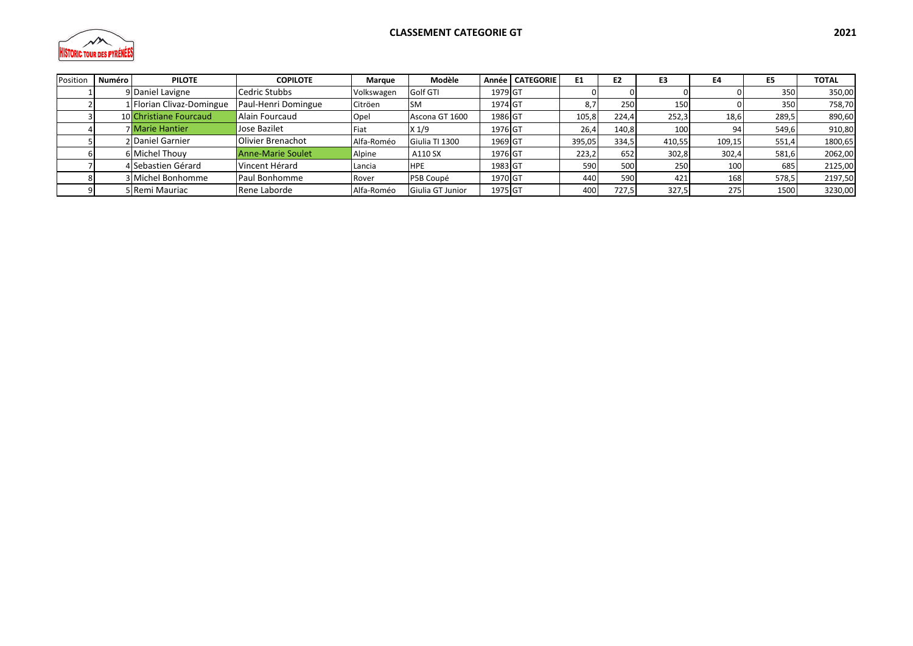**CLASSEMENT CATEGORIE GT**

**2021**

| Position | Numéro | PILOTE | COPILOTE | Marque | Modèle | Année | CATEGORIE | E1 | E2 | E3 | E4 | E5 | TOTAL |
|---|---|---|---|---|---|---|---|---|---|---|---|---|---|
| 1 | 9 | Daniel Lavigne | Cedric Stubbs | Volkswagen | Golf GTI | 1979 | GT | 0 | 0 | 0 | 0 | 350 | 350,00 |
| 2 | 1 | Florian Clivaz-Domingue | Paul-Henri Domingue | Citröen | SM | 1974 | GT | 8,7 | 250 | 150 | 0 | 350 | 758,70 |
| 3 | 10 | Christiane Fourcaud | Alain Fourcaud | Opel | Ascona GT 1600 | 1986 | GT | 105,8 | 224,4 | 252,3 | 18,6 | 289,5 | 890,60 |
| 4 | 7 | Marie Hantier | Jose Bazilet | Fiat | X 1/9 | 1976 | GT | 26,4 | 140,8 | 100 | 94 | 549,6 | 910,80 |
| 5 | 2 | Daniel Garnier | Olivier Brenachot | Alfa-Roméo | Giulia TI 1300 | 1969 | GT | 395,05 | 334,5 | 410,55 | 109,15 | 551,4 | 1800,65 |
| 6 | 6 | Michel Thouy | Anne-Marie Soulet | Alpine | A110 SX | 1976 | GT | 223,2 | 652 | 302,8 | 302,4 | 581,6 | 2062,00 |
| 7 | 4 | Sebastien Gérard | Vincent Hérard | Lancia | HPE | 1983 | GT | 590 | 500 | 250 | 100 | 685 | 2125,00 |
| 8 | 3 | Michel Bonhomme | Paul Bonhomme | Rover | P5B Coupé | 1970 | GT | 440 | 590 | 421 | 168 | 578,5 | 2197,50 |
| 9 | 5 | Remi Mauriac | Rene Laborde | Alfa-Roméo | Giulia GT Junior | 1975 | GT | 400 | 727,5 | 327,5 | 275 | 1500 | 3230,00 |